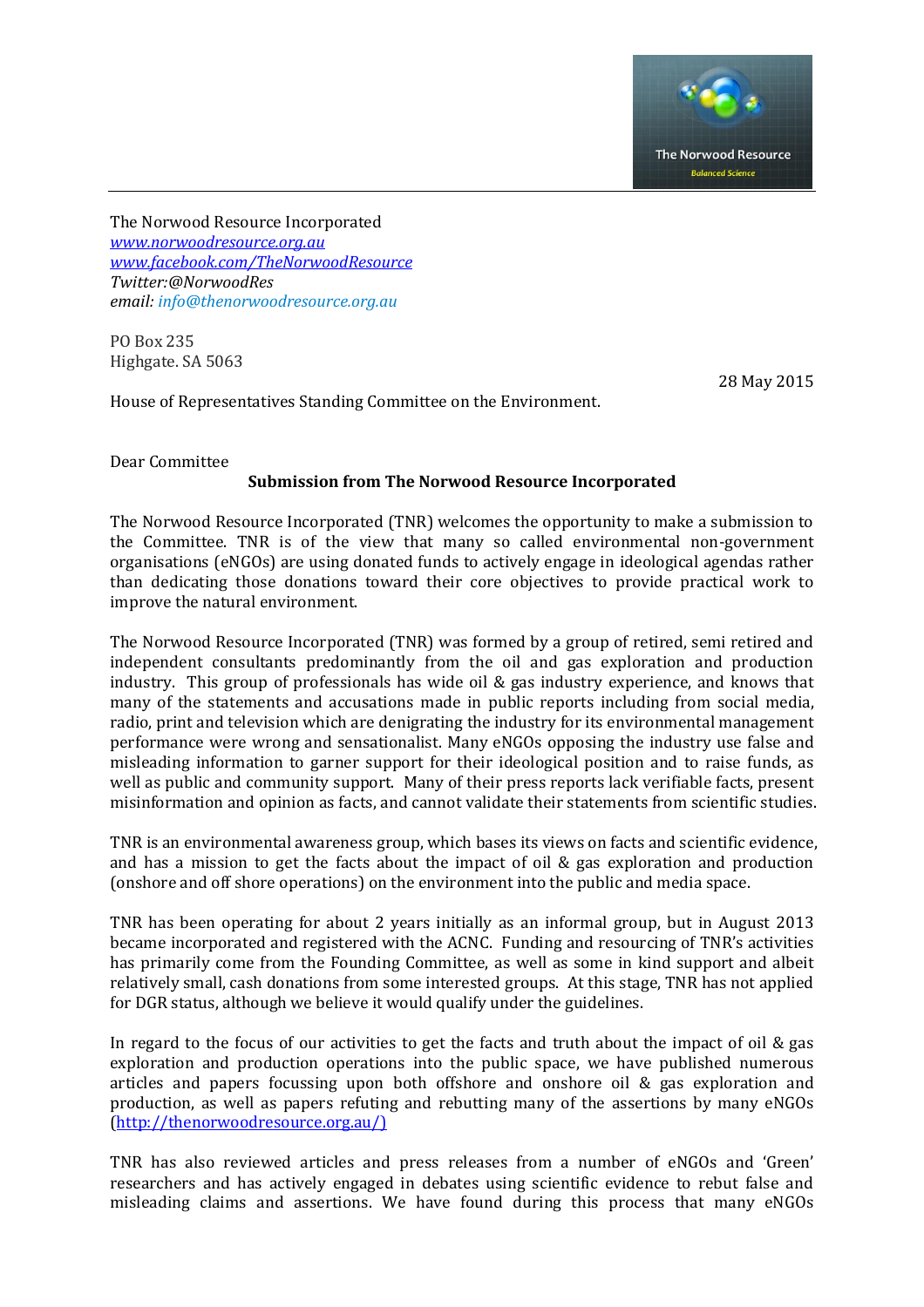The Norwood Resource
Balanced Science

The Norwood Resource Incorporated
*[www.norwoodresource.org.au](http://www.norwoodresource.org.au)*
*[www.facebook.com/TheNorwoodResource](http://www.facebook.com/TheNorwoodResource)*
*Twitter:@NorwoodRes*
*email: info@thenorwoodresource.org.au*

PO Box 235
Highgate. SA 5063

28 May 2015

House of Representatives Standing Committee on the Environment.

Dear Committee

**Submission from The Norwood Resource Incorporated**

The Norwood Resource Incorporated (TNR) welcomes the opportunity to make a submission to the Committee. TNR is of the view that many so called environmental non-government organisations (eNGOs) are using donated funds to actively engage in ideological agendas rather than dedicating those donations toward their core objectives to provide practical work to improve the natural environment.

The Norwood Resource Incorporated (TNR) was formed by a group of retired, semi retired and independent consultants predominantly from the oil and gas exploration and production industry. This group of professionals has wide oil & gas industry experience, and knows that many of the statements and accusations made in public reports including from social media, radio, print and television which are denigrating the industry for its environmental management performance were wrong and sensationalist. Many eNGOs opposing the industry use false and misleading information to garner support for their ideological position and to raise funds, as well as public and community support. Many of their press reports lack verifiable facts, present misinformation and opinion as facts, and cannot validate their statements from scientific studies.

TNR is an environmental awareness group, which bases its views on facts and scientific evidence, and has a mission to get the facts about the impact of oil & gas exploration and production (onshore and off shore operations) on the environment into the public and media space.

TNR has been operating for about 2 years initially as an informal group, but in August 2013 became incorporated and registered with the ACNC. Funding and resourcing of TNR's activities has primarily come from the Founding Committee, as well as some in kind support and albeit relatively small, cash donations from some interested groups. At this stage, TNR has not applied for DGR status, although we believe it would qualify under the guidelines.

In regard to the focus of our activities to get the facts and truth about the impact of oil & gas exploration and production operations into the public space, we have published numerous articles and papers focussing upon both offshore and onshore oil & gas exploration and production, as well as papers refuting and rebutting many of the assertions by many eNGOs ([http://thenorwoodresource.org.au/)](http://thenorwoodresource.org.au/))

TNR has also reviewed articles and press releases from a number of eNGOs and 'Green' researchers and has actively engaged in debates using scientific evidence to rebut false and misleading claims and assertions. We have found during this process that many eNGOs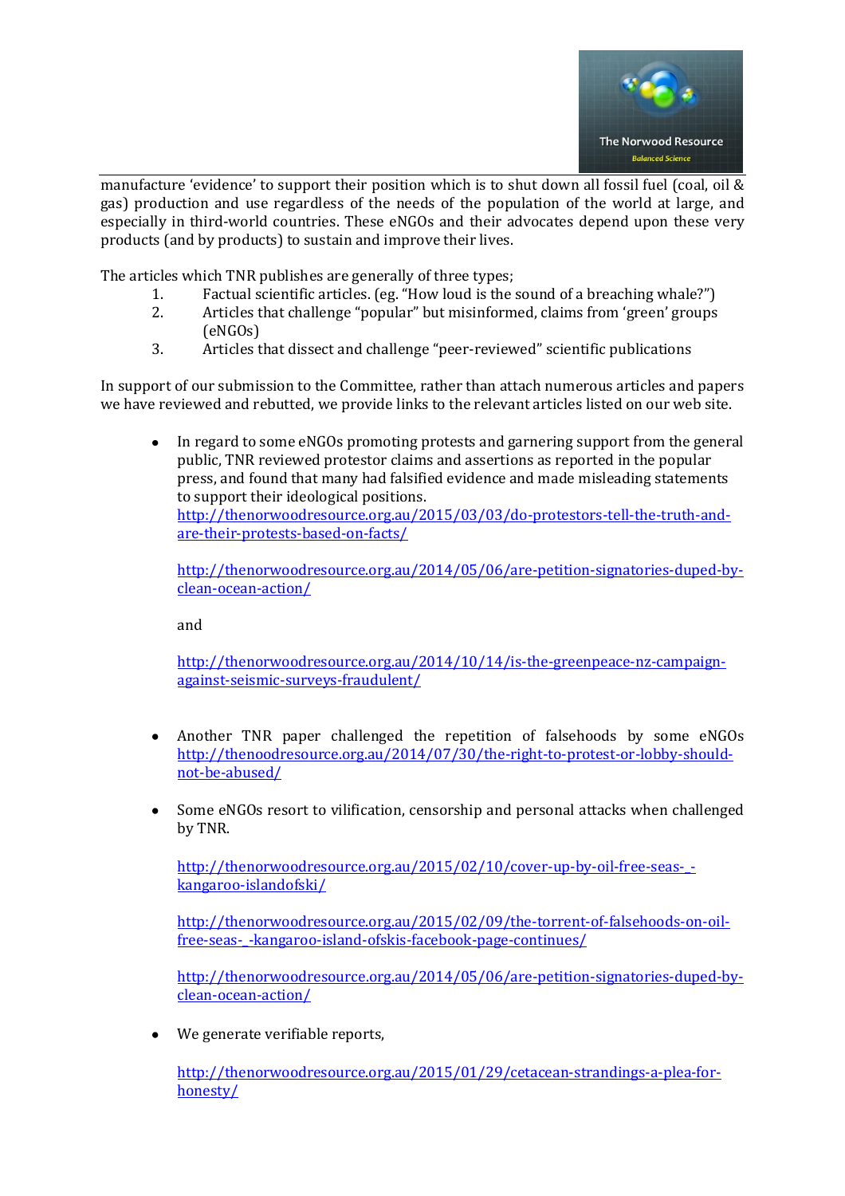manufacture 'evidence' to support their position which is to shut down all fossil fuel (coal, oil & gas) production and use regardless of the needs of the population of the world at large, and especially in third-world countries. These eNGOs and their advocates depend upon these very products (and by products) to sustain and improve their lives.

The articles which TNR publishes are generally of three types;

1. Factual scientific articles. (eg. "How loud is the sound of a breaching whale?")
2. Articles that challenge "popular" but misinformed, claims from 'green' groups (eNGOs)
3. Articles that dissect and challenge "peer-reviewed" scientific publications

In support of our submission to the Committee, rather than attach numerous articles and papers we have reviewed and rebutted, we provide links to the relevant articles listed on our web site.

- In regard to some eNGOs promoting protests and garnering support from the general public, TNR reviewed protestor claims and assertions as reported in the popular press, and found that many had falsified evidence and made misleading statements to support their ideological positions.
  http://thenorwoodresource.org.au/2015/03/03/do-protestors-tell-the-truth-and-are-their-protests-based-on-facts/

  http://thenorwoodresource.org.au/2014/05/06/are-petition-signatories-duped-by-clean-ocean-action/

  and

  http://thenorwoodresource.org.au/2014/10/14/is-the-greenpeace-nz-campaign-against-seismic-surveys-fraudulent/

- Another TNR paper challenged the repetition of falsehoods by some eNGOs http://thenoodresource.org.au/2014/07/30/the-right-to-protest-or-lobby-should-not-be-abused/

- Some eNGOs resort to vilification, censorship and personal attacks when challenged by TNR.

  http://thenorwoodresource.org.au/2015/02/10/cover-up-by-oil-free-seas-_-kangaroo-islandofski/

  http://thenorwoodresource.org.au/2015/02/09/the-torrent-of-falsehoods-on-oil-free-seas-_-kangaroo-island-ofskis-facebook-page-continues/

  http://thenorwoodresource.org.au/2014/05/06/are-petition-signatories-duped-by-clean-ocean-action/

- We generate verifiable reports,

  http://thenorwoodresource.org.au/2015/01/29/cetacean-strandings-a-plea-for-honesty/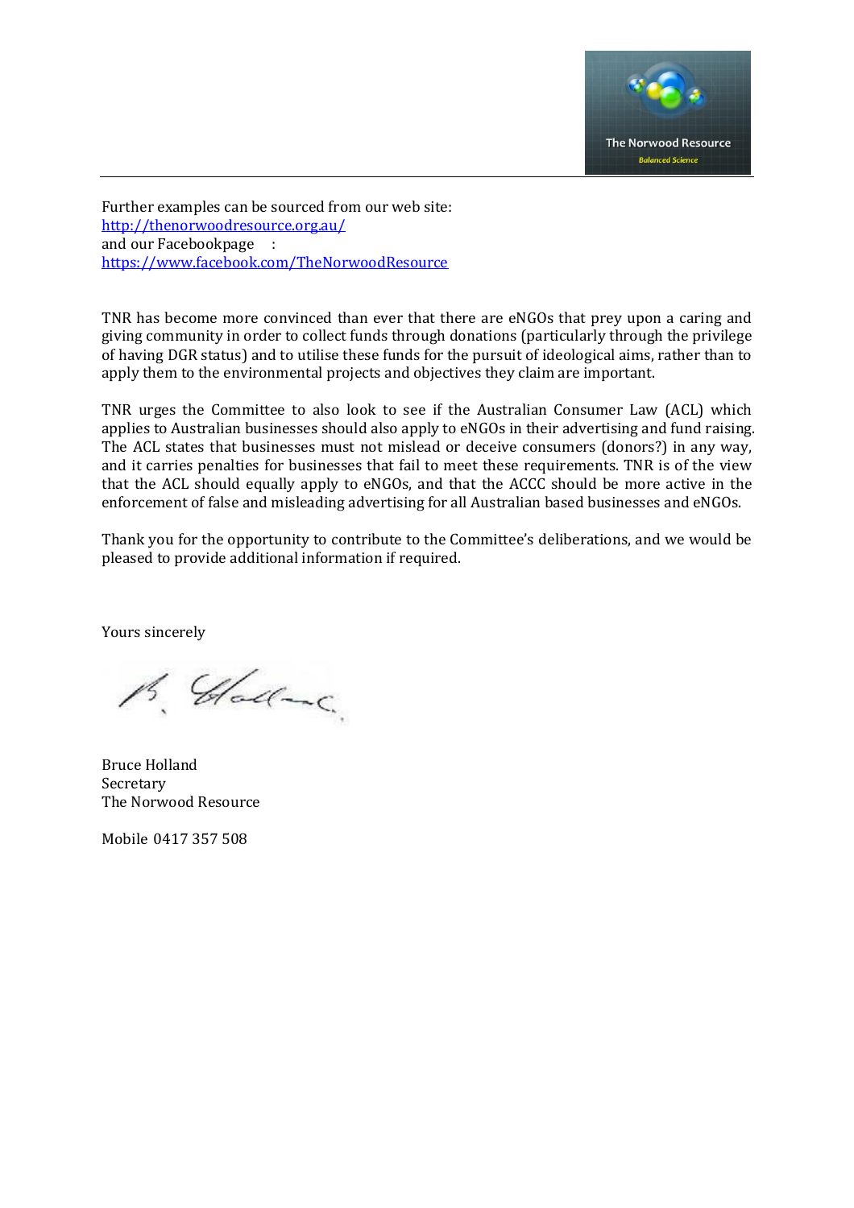Further examples can be sourced from our web site:
[http://thenorwoodresource.org.au/](http://thenorwoodresource.org.au/)
and our Facebookpage :
[https://www.facebook.com/TheNorwoodResource](https://www.facebook.com/TheNorwoodResource)

TNR has become more convinced than ever that there are eNGOs that prey upon a caring and giving community in order to collect funds through donations (particularly through the privilege of having DGR status) and to utilise these funds for the pursuit of ideological aims, rather than to apply them to the environmental projects and objectives they claim are important.

TNR urges the Committee to also look to see if the Australian Consumer Law (ACL) which applies to Australian businesses should also apply to eNGOs in their advertising and fund raising. The ACL states that businesses must not mislead or deceive consumers (donors?) in any way, and it carries penalties for businesses that fail to meet these requirements. TNR is of the view that the ACL should equally apply to eNGOs, and that the ACCC should be more active in the enforcement of false and misleading advertising for all Australian based businesses and eNGOs.

Thank you for the opportunity to contribute to the Committee's deliberations, and we would be pleased to provide additional information if required.

Yours sincerely

Bruce Holland
Secretary
The Norwood Resource

Mobile 0417 357 508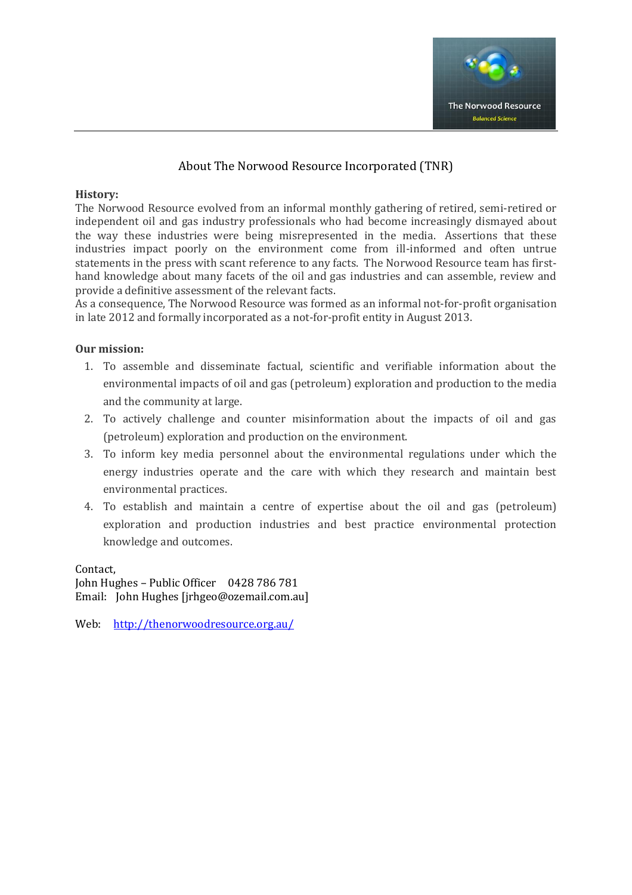# About The Norwood Resource Incorporated (TNR)

**History:**

The Norwood Resource evolved from an informal monthly gathering of retired, semi-retired or independent oil and gas industry professionals who had become increasingly dismayed about the way these industries were being misrepresented in the media. Assertions that these industries impact poorly on the environment come from ill-informed and often untrue statements in the press with scant reference to any facts. The Norwood Resource team has first-hand knowledge about many facets of the oil and gas industries and can assemble, review and provide a definitive assessment of the relevant facts.

As a consequence, The Norwood Resource was formed as an informal not-for-profit organisation in late 2012 and formally incorporated as a not-for-profit entity in August 2013.

**Our mission:**

1. To assemble and disseminate factual, scientific and verifiable information about the environmental impacts of oil and gas (petroleum) exploration and production to the media and the community at large.
2. To actively challenge and counter misinformation about the impacts of oil and gas (petroleum) exploration and production on the environment.
3. To inform key media personnel about the environmental regulations under which the energy industries operate and the care with which they research and maintain best environmental practices.
4. To establish and maintain a centre of expertise about the oil and gas (petroleum) exploration and production industries and best practice environmental protection knowledge and outcomes.

Contact,
John Hughes – Public Officer 0428 786 781
Email: John Hughes [jrhgeo@ozemail.com.au]

Web: http://thenorwoodresource.org.au/